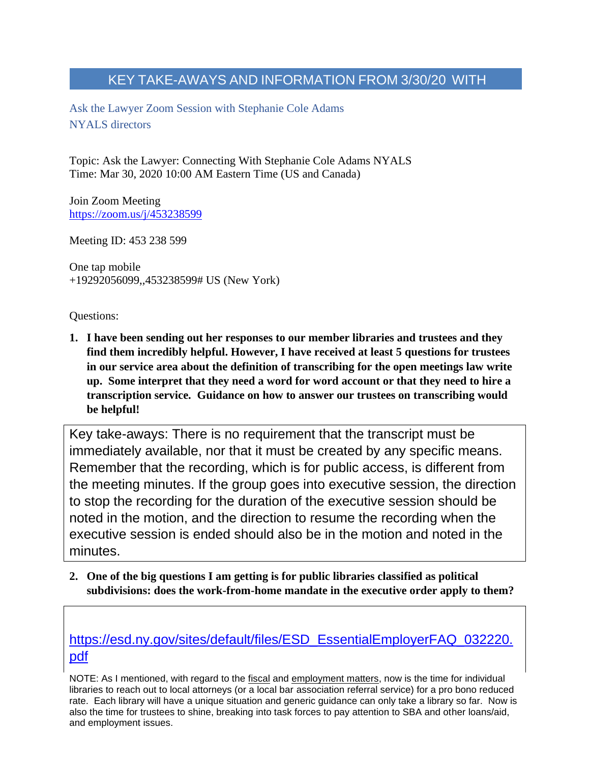# KEY TAKE-AWAYS AND INFORMATION FROM 3/30/20 WITH

Ask the Lawyer Zoom Session with Stephanie Cole Adams
NYALS directors

Topic: Ask the Lawyer: Connecting With Stephanie Cole Adams NYALS
Time: Mar 30, 2020 10:00 AM Eastern Time (US and Canada)

Join Zoom Meeting
https://zoom.us/j/453238599

Meeting ID: 453 238 599

One tap mobile
+19292056099,,453238599# US (New York)

Questions:

1. **I have been sending out her responses to our member libraries and trustees and they find them incredibly helpful. However, I have received at least 5 questions for trustees in our service area about the definition of transcribing for the open meetings law write up. Some interpret that they need a word for word account or that they need to hire a transcription service. Guidance on how to answer our trustees on transcribing would be helpful!**

Key take-aways: There is no requirement that the transcript must be immediately available, nor that it must be created by any specific means. Remember that the recording, which is for public access, is different from the meeting minutes. If the group goes into executive session, the direction to stop the recording for the duration of the executive session should be noted in the motion, and the direction to resume the recording when the executive session is ended should also be in the motion and noted in the minutes.

2. **One of the big questions I am getting is for public libraries classified as political subdivisions: does the work-from-home mandate in the executive order apply to them?**

https://esd.ny.gov/sites/default/files/ESD_EssentialEmployerFAQ_032220.pdf

NOTE: As I mentioned, with regard to the fiscal and employment matters, now is the time for individual libraries to reach out to local attorneys (or a local bar association referral service) for a pro bono reduced rate. Each library will have a unique situation and generic guidance can only take a library so far. Now is also the time for trustees to shine, breaking into task forces to pay attention to SBA and other loans/aid, and employment issues.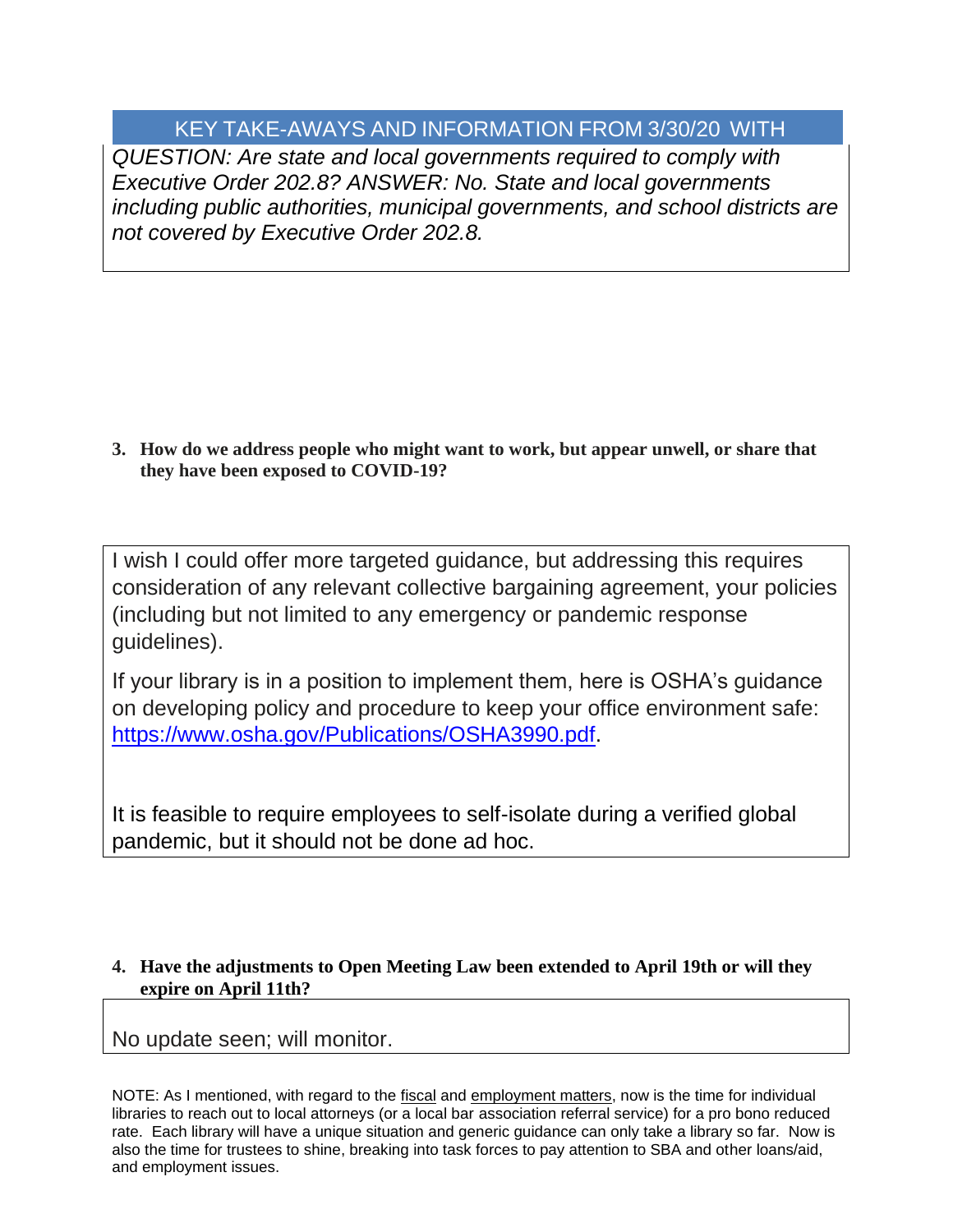## KEY TAKE-AWAYS AND INFORMATION FROM 3/30/20 WITH

*QUESTION: Are state and local governments required to comply with Executive Order 202.8? ANSWER: No. State and local governments including public authorities, municipal governments, and school districts are not covered by Executive Order 202.8.*

**3. How do we address people who might want to work, but appear unwell, or share that they have been exposed to COVID-19?**

I wish I could offer more targeted guidance, but addressing this requires consideration of any relevant collective bargaining agreement, your policies (including but not limited to any emergency or pandemic response guidelines).

If your library is in a position to implement them, here is OSHA's guidance on developing policy and procedure to keep your office environment safe: https://www.osha.gov/Publications/OSHA3990.pdf.

It is feasible to require employees to self-isolate during a verified global pandemic, but it should not be done ad hoc.

**4. Have the adjustments to Open Meeting Law been extended to April 19th or will they expire on April 11th?**

No update seen; will monitor.

NOTE: As I mentioned, with regard to the fiscal and employment matters, now is the time for individual libraries to reach out to local attorneys (or a local bar association referral service) for a pro bono reduced rate. Each library will have a unique situation and generic guidance can only take a library so far. Now is also the time for trustees to shine, breaking into task forces to pay attention to SBA and other loans/aid, and employment issues.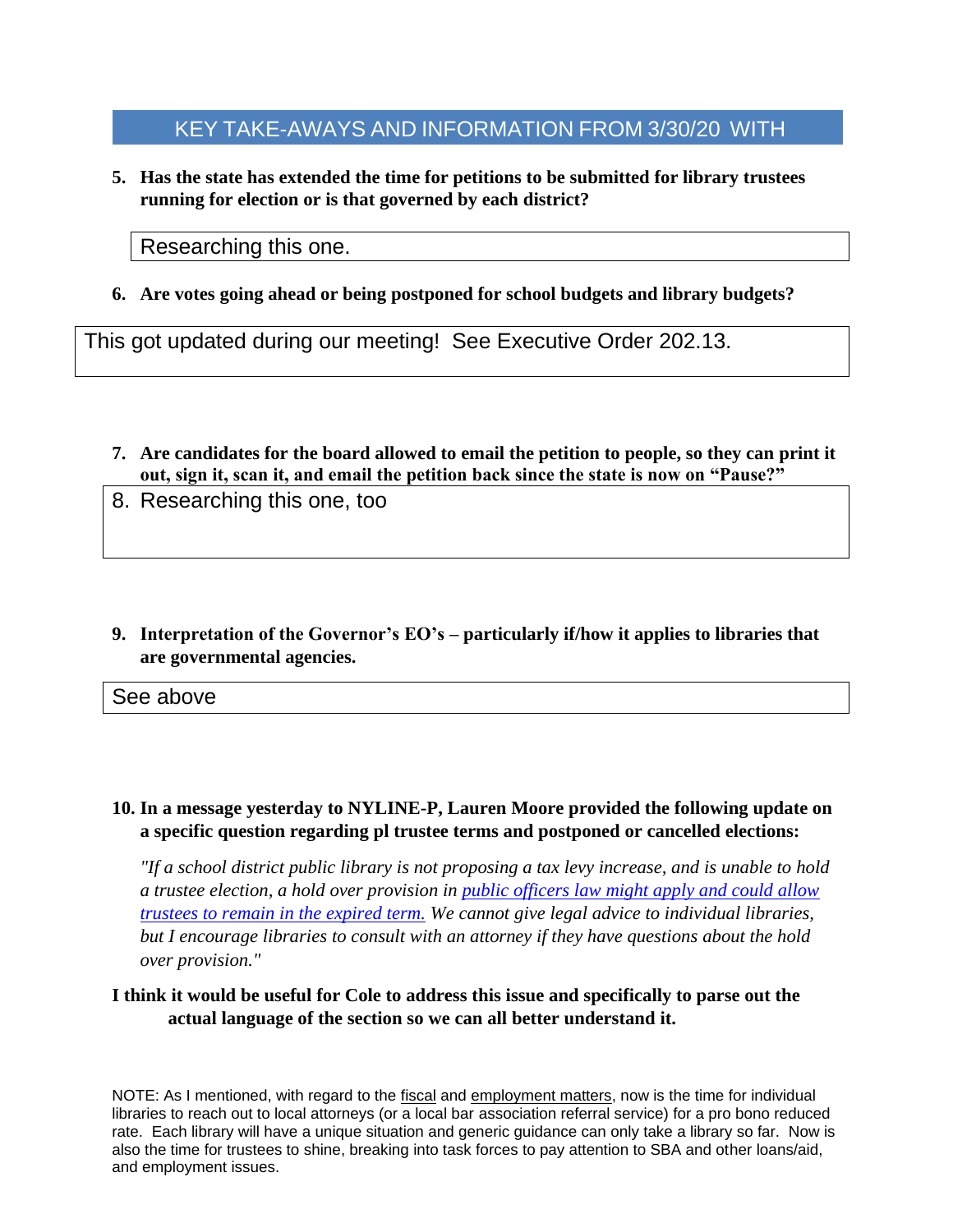## KEY TAKE-AWAYS AND INFORMATION FROM 3/30/20 WITH

5. **Has the state has extended the time for petitions to be submitted for library trustees running for election or is that governed by each district?**

Researching this one.

6. **Are votes going ahead or being postponed for school budgets and library budgets?**

This got updated during our meeting! See Executive Order 202.13.

7. **Are candidates for the board allowed to email the petition to people, so they can print it out, sign it, scan it, and email the petition back since the state is now on "Pause?"**

8. Researching this one, too

9. **Interpretation of the Governor's EO's – particularly if/how it applies to libraries that are governmental agencies.**

See above

10. **In a message yesterday to NYLINE-P, Lauren Moore provided the following update on a specific question regarding pl trustee terms and postponed or cancelled elections:**

*"If a school district public library is not proposing a tax levy increase, and is unable to hold a trustee election, a hold over provision in public officers law might apply and could allow trustees to remain in the expired term. We cannot give legal advice to individual libraries, but I encourage libraries to consult with an attorney if they have questions about the hold over provision."*

**I think it would be useful for Cole to address this issue and specifically to parse out the actual language of the section so we can all better understand it.**

NOTE: As I mentioned, with regard to the fiscal and employment matters, now is the time for individual libraries to reach out to local attorneys (or a local bar association referral service) for a pro bono reduced rate. Each library will have a unique situation and generic guidance can only take a library so far. Now is also the time for trustees to shine, breaking into task forces to pay attention to SBA and other loans/aid, and employment issues.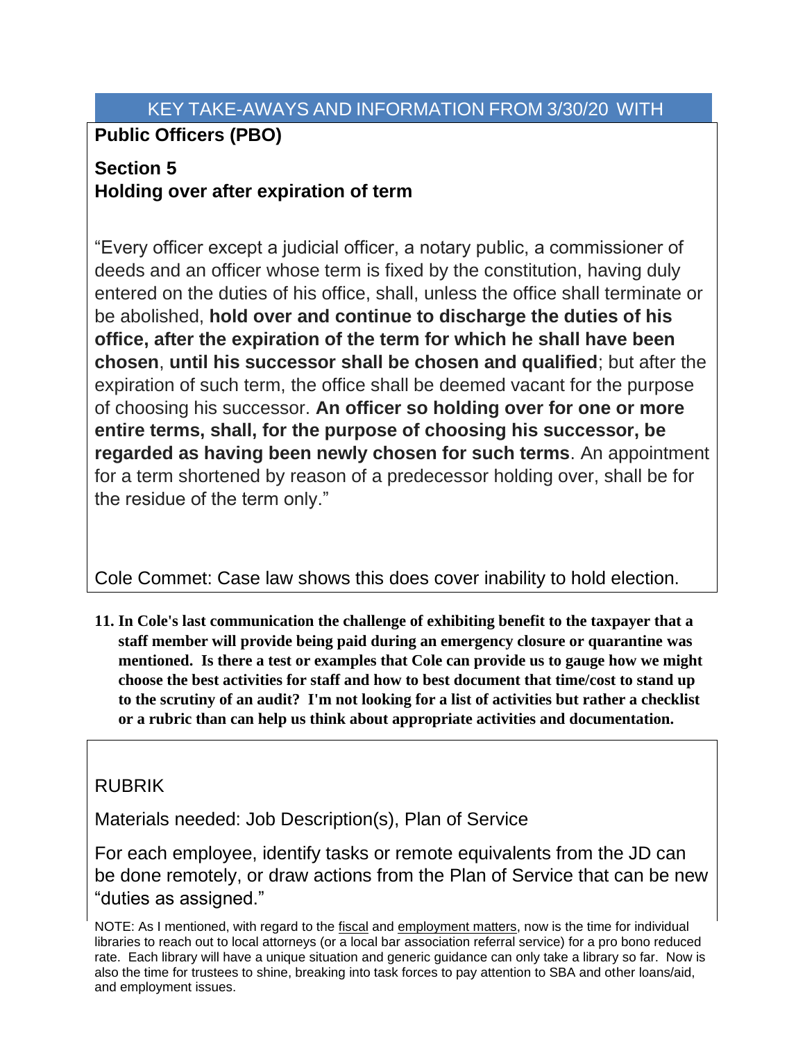KEY TAKE-AWAYS AND INFORMATION FROM 3/30/20 WITH

**Public Officers (PBO)**

**Section 5**
**Holding over after expiration of term**

"Every officer except a judicial officer, a notary public, a commissioner of deeds and an officer whose term is fixed by the constitution, having duly entered on the duties of his office, shall, unless the office shall terminate or be abolished, **hold over and continue to discharge the duties of his office, after the expiration of the term for which he shall have been chosen**, **until his successor shall be chosen and qualified**; but after the expiration of such term, the office shall be deemed vacant for the purpose of choosing his successor. **An officer so holding over for one or more entire terms, shall, for the purpose of choosing his successor, be regarded as having been newly chosen for such terms**. An appointment for a term shortened by reason of a predecessor holding over, shall be for the residue of the term only."

Cole Commet: Case law shows this does cover inability to hold election.

11. **In Cole's last communication the challenge of exhibiting benefit to the taxpayer that a staff member will provide being paid during an emergency closure or quarantine was mentioned. Is there a test or examples that Cole can provide us to gauge how we might choose the best activities for staff and how to best document that time/cost to stand up to the scrutiny of an audit? I'm not looking for a list of activities but rather a checklist or a rubric than can help us think about appropriate activities and documentation.**

RUBRIK

Materials needed: Job Description(s), Plan of Service

For each employee, identify tasks or remote equivalents from the JD can be done remotely, or draw actions from the Plan of Service that can be new "duties as assigned."

NOTE: As I mentioned, with regard to the fiscal and employment matters, now is the time for individual libraries to reach out to local attorneys (or a local bar association referral service) for a pro bono reduced rate. Each library will have a unique situation and generic guidance can only take a library so far. Now is also the time for trustees to shine, breaking into task forces to pay attention to SBA and other loans/aid, and employment issues.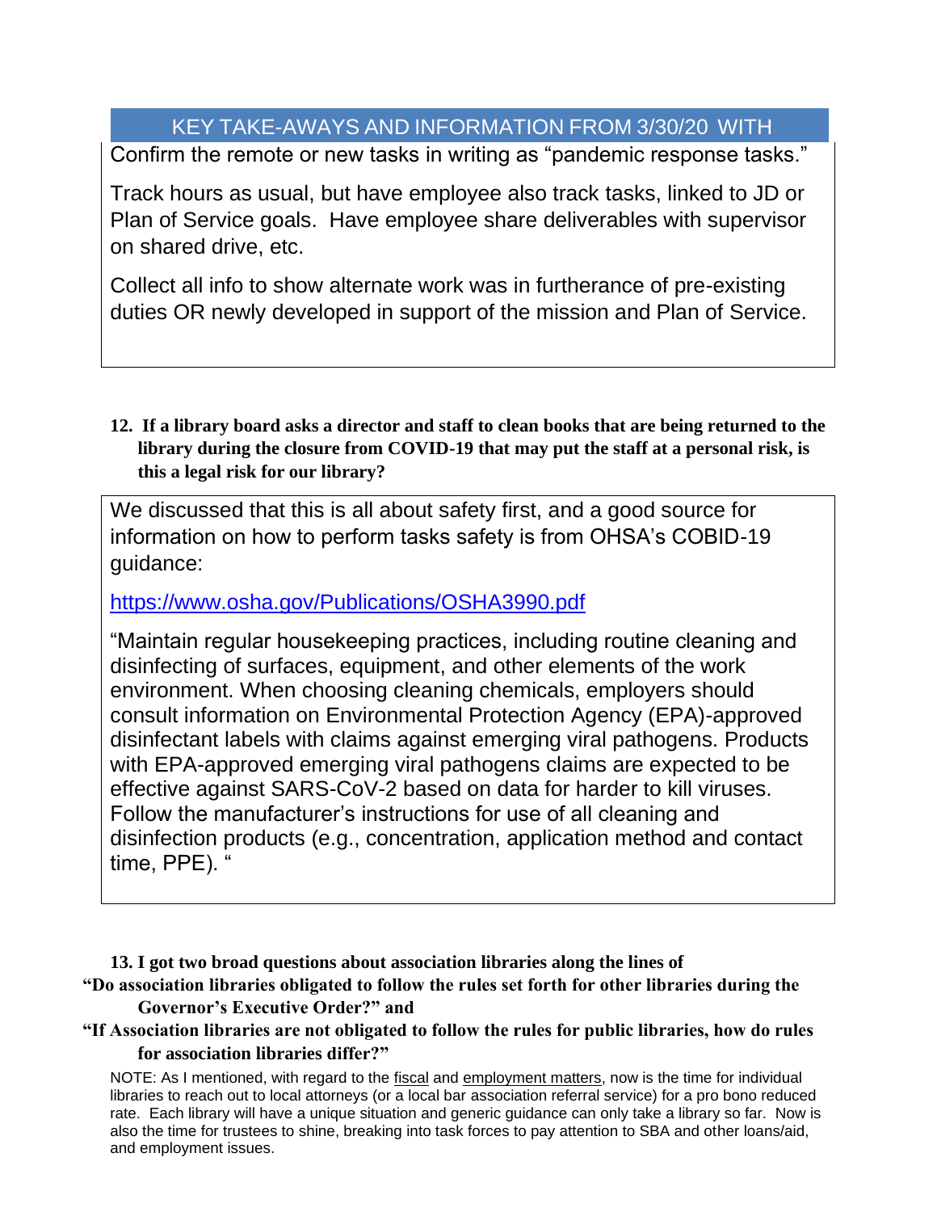KEY TAKE-AWAYS AND INFORMATION FROM 3/30/20 WITH

Confirm the remote or new tasks in writing as "pandemic response tasks."

Track hours as usual, but have employee also track tasks, linked to JD or Plan of Service goals. Have employee share deliverables with supervisor on shared drive, etc.

Collect all info to show alternate work was in furtherance of pre-existing duties OR newly developed in support of the mission and Plan of Service.

**12. If a library board asks a director and staff to clean books that are being returned to the library during the closure from COVID-19 that may put the staff at a personal risk, is this a legal risk for our library?**

We discussed that this is all about safety first, and a good source for information on how to perform tasks safety is from OHSA's COBID-19 guidance:

https://www.osha.gov/Publications/OSHA3990.pdf

"Maintain regular housekeeping practices, including routine cleaning and disinfecting of surfaces, equipment, and other elements of the work environment. When choosing cleaning chemicals, employers should consult information on Environmental Protection Agency (EPA)-approved disinfectant labels with claims against emerging viral pathogens. Products with EPA-approved emerging viral pathogens claims are expected to be effective against SARS-CoV-2 based on data for harder to kill viruses. Follow the manufacturer's instructions for use of all cleaning and disinfection products (e.g., concentration, application method and contact time, PPE). "

**13. I got two broad questions about association libraries along the lines of "Do association libraries obligated to follow the rules set forth for other libraries during the Governor's Executive Order?" and "If Association libraries are not obligated to follow the rules for public libraries, how do rules for association libraries differ?"**

NOTE: As I mentioned, with regard to the fiscal and employment matters, now is the time for individual libraries to reach out to local attorneys (or a local bar association referral service) for a pro bono reduced rate. Each library will have a unique situation and generic guidance can only take a library so far. Now is also the time for trustees to shine, breaking into task forces to pay attention to SBA and other loans/aid, and employment issues.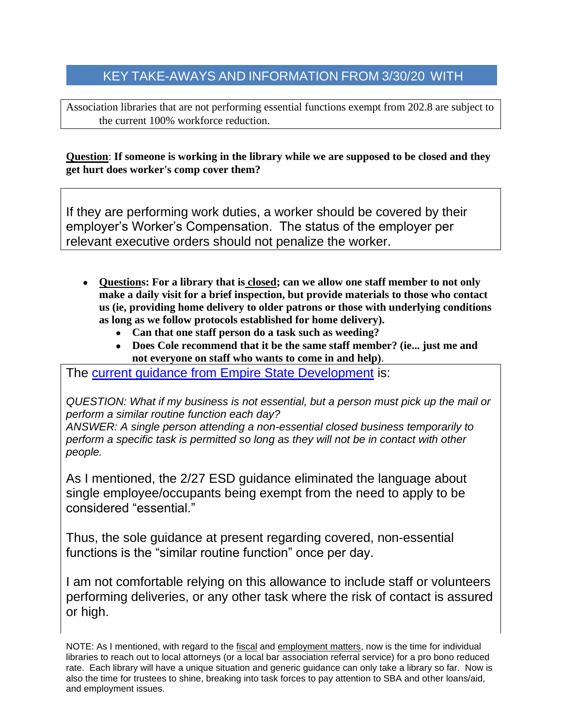## KEY TAKE-AWAYS AND INFORMATION FROM 3/30/20 WITH

Association libraries that are not performing essential functions exempt from 202.8 are subject to the current 100% workforce reduction.

**Question**: **If someone is working in the library while we are supposed to be closed and they get hurt does worker's comp cover them?**

If they are performing work duties, a worker should be covered by their employer's Worker's Compensation. The status of the employer per relevant executive orders should not penalize the worker.

- **Questions: For a library that is closed; can we allow one staff member to not only make a daily visit for a brief inspection, but provide materials to those who contact us (ie, providing home delivery to older patrons or those with underlying conditions as long as we follow protocols established for home delivery).**
  - **Can that one staff person do a task such as weeding?**
  - **Does Cole recommend that it be the same staff member? (ie... just me and not everyone on staff who wants to come in and help)**.

The current guidance from Empire State Development is:

*QUESTION: What if my business is not essential, but a person must pick up the mail or perform a similar routine function each day?*
*ANSWER: A single person attending a non-essential closed business temporarily to perform a specific task is permitted so long as they will not be in contact with other people.*

As I mentioned, the 2/27 ESD guidance eliminated the language about single employee/occupants being exempt from the need to apply to be considered "essential."

Thus, the sole guidance at present regarding covered, non-essential functions is the "similar routine function" once per day.

I am not comfortable relying on this allowance to include staff or volunteers performing deliveries, or any other task where the risk of contact is assured or high.

NOTE: As I mentioned, with regard to the fiscal and employment matters, now is the time for individual libraries to reach out to local attorneys (or a local bar association referral service) for a pro bono reduced rate. Each library will have a unique situation and generic guidance can only take a library so far. Now is also the time for trustees to shine, breaking into task forces to pay attention to SBA and other loans/aid, and employment issues.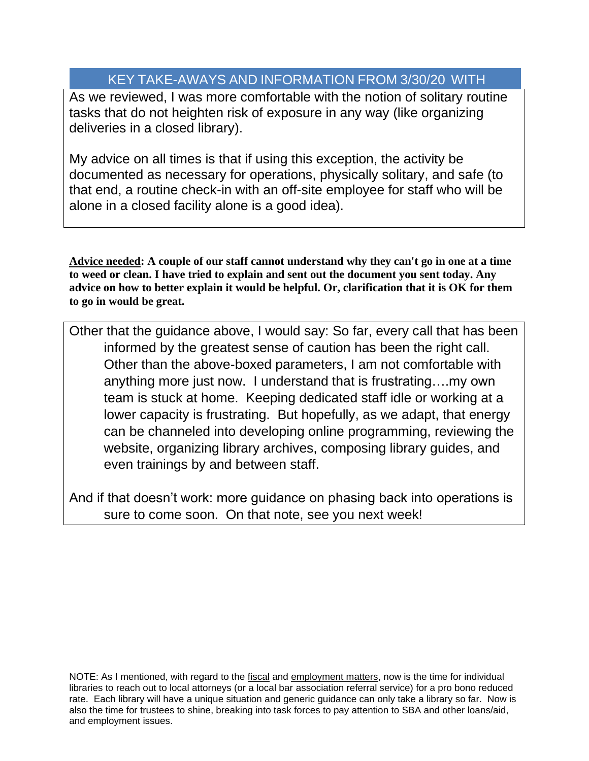## KEY TAKE-AWAYS AND INFORMATION FROM 3/30/20 WITH

As we reviewed, I was more comfortable with the notion of solitary routine tasks that do not heighten risk of exposure in any way (like organizing deliveries in a closed library).

My advice on all times is that if using this exception, the activity be documented as necessary for operations, physically solitary, and safe (to that end, a routine check-in with an off-site employee for staff who will be alone in a closed facility alone is a good idea).

**Advice needed: A couple of our staff cannot understand why they can't go in one at a time to weed or clean. I have tried to explain and sent out the document you sent today. Any advice on how to better explain it would be helpful. Or, clarification that it is OK for them to go in would be great.**

Other that the guidance above, I would say: So far, every call that has been informed by the greatest sense of caution has been the right call. Other than the above-boxed parameters, I am not comfortable with anything more just now. I understand that is frustrating….my own team is stuck at home. Keeping dedicated staff idle or working at a lower capacity is frustrating. But hopefully, as we adapt, that energy can be channeled into developing online programming, reviewing the website, organizing library archives, composing library guides, and even trainings by and between staff.

And if that doesn't work: more guidance on phasing back into operations is sure to come soon. On that note, see you next week!

NOTE: As I mentioned, with regard to the fiscal and employment matters, now is the time for individual libraries to reach out to local attorneys (or a local bar association referral service) for a pro bono reduced rate. Each library will have a unique situation and generic guidance can only take a library so far. Now is also the time for trustees to shine, breaking into task forces to pay attention to SBA and other loans/aid, and employment issues.